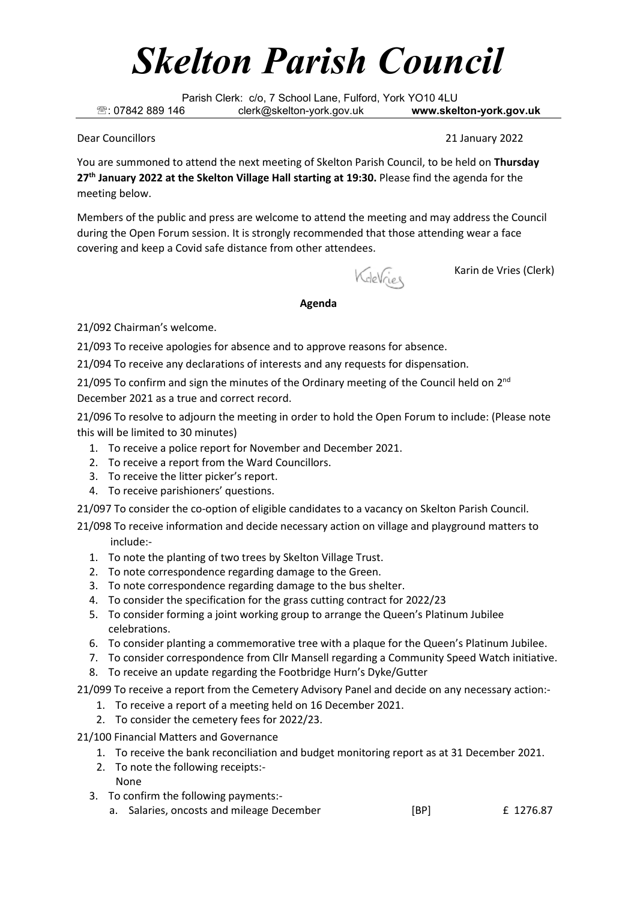# *Skelton Parish Council*

Parish Clerk: c/o, 7 School Lane, Fulford, York YO10 4LU
☏: 07842 889 146 clerk@skelton-york.gov.uk **www.skelton-york.gov.uk**

Dear Councillors 21 January 2022

You are summoned to attend the next meeting of Skelton Parish Council, to be held on **Thursday 27th January 2022 at the Skelton Village Hall starting at 19:30.** Please find the agenda for the meeting below.

Members of the public and press are welcome to attend the meeting and may address the Council during the Open Forum session. It is strongly recommended that those attending wear a face covering and keep a Covid safe distance from other attendees.

KdeVries

Karin de Vries (Clerk)

**Agenda**

21/092 Chairman's welcome.

21/093 To receive apologies for absence and to approve reasons for absence.

21/094 To receive any declarations of interests and any requests for dispensation.

21/095 To confirm and sign the minutes of the Ordinary meeting of the Council held on 2nd December 2021 as a true and correct record.

21/096 To resolve to adjourn the meeting in order to hold the Open Forum to include: (Please note this will be limited to 30 minutes)

1. To receive a police report for November and December 2021.
2. To receive a report from the Ward Councillors.
3. To receive the litter picker's report.
4. To receive parishioners' questions.

21/097 To consider the co-option of eligible candidates to a vacancy on Skelton Parish Council.

21/098 To receive information and decide necessary action on village and playground matters to include:-

1. To note the planting of two trees by Skelton Village Trust.
2. To note correspondence regarding damage to the Green.
3. To note correspondence regarding damage to the bus shelter.
4. To consider the specification for the grass cutting contract for 2022/23
5. To consider forming a joint working group to arrange the Queen's Platinum Jubilee celebrations.
6. To consider planting a commemorative tree with a plaque for the Queen's Platinum Jubilee.
7. To consider correspondence from Cllr Mansell regarding a Community Speed Watch initiative.
8. To receive an update regarding the Footbridge Hurn's Dyke/Gutter

21/099 To receive a report from the Cemetery Advisory Panel and decide on any necessary action:-

1. To receive a report of a meeting held on 16 December 2021.
2. To consider the cemetery fees for 2022/23.

21/100 Financial Matters and Governance

1. To receive the bank reconciliation and budget monitoring report as at 31 December 2021.
2. To note the following receipts:-
   None
3. To confirm the following payments:-
   a. Salaries, oncosts and mileage December [BP] £ 1276.87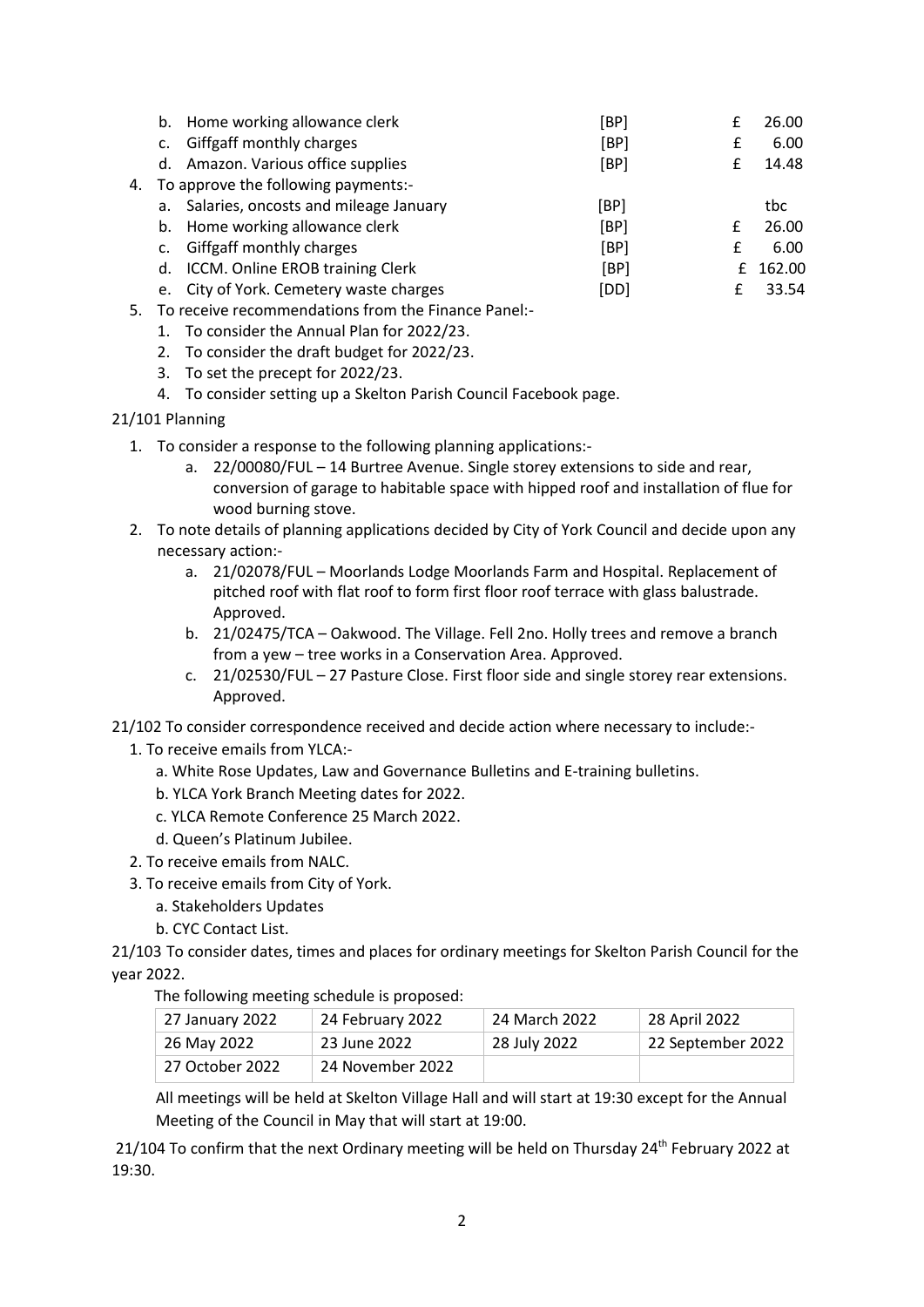- b. Home working allowance clerk [BP] £ 26.00
   - c. Giffgaff monthly charges [BP] £ 6.00
   - d. Amazon. Various office supplies [BP] £ 14.48
4. To approve the following payments:-
   - a. Salaries, oncosts and mileage January [BP] tbc
   - b. Home working allowance clerk [BP] £ 26.00
   - c. Giffgaff monthly charges [BP] £ 6.00
   - d. ICCM. Online EROB training Clerk [BP] £ 162.00
   - e. City of York. Cemetery waste charges [DD] £ 33.54
5. To receive recommendations from the Finance Panel:-
   1. To consider the Annual Plan for 2022/23.
   2. To consider the draft budget for 2022/23.
   3. To set the precept for 2022/23.
   4. To consider setting up a Skelton Parish Council Facebook page.

21/101 Planning

1. To consider a response to the following planning applications:-
   - a. 22/00080/FUL – 14 Burtree Avenue. Single storey extensions to side and rear, conversion of garage to habitable space with hipped roof and installation of flue for wood burning stove.
2. To note details of planning applications decided by City of York Council and decide upon any necessary action:-
   - a. 21/02078/FUL – Moorlands Lodge Moorlands Farm and Hospital. Replacement of pitched roof with flat roof to form first floor roof terrace with glass balustrade. Approved.
   - b. 21/02475/TCA – Oakwood. The Village. Fell 2no. Holly trees and remove a branch from a yew – tree works in a Conservation Area. Approved.
   - c. 21/02530/FUL – 27 Pasture Close. First floor side and single storey rear extensions. Approved.

21/102 To consider correspondence received and decide action where necessary to include:-

1. To receive emails from YLCA:-
   - a. White Rose Updates, Law and Governance Bulletins and E-training bulletins.
   - b. YLCA York Branch Meeting dates for 2022.
   - c. YLCA Remote Conference 25 March 2022.
   - d. Queen's Platinum Jubilee.
2. To receive emails from NALC.
3. To receive emails from City of York.
   - a. Stakeholders Updates
   - b. CYC Contact List.

21/103 To consider dates, times and places for ordinary meetings for Skelton Parish Council for the year 2022.

The following meeting schedule is proposed:

| | | | |
|---|---|---|---|
| 27 January 2022 | 24 February 2022 | 24 March 2022 | 28 April 2022 |
| 26 May 2022 | 23 June 2022 | 28 July 2022 | 22 September 2022 |
| 27 October 2022 | 24 November 2022 | | |

All meetings will be held at Skelton Village Hall and will start at 19:30 except for the Annual Meeting of the Council in May that will start at 19:00.

21/104 To confirm that the next Ordinary meeting will be held on Thursday 24th February 2022 at 19:30.